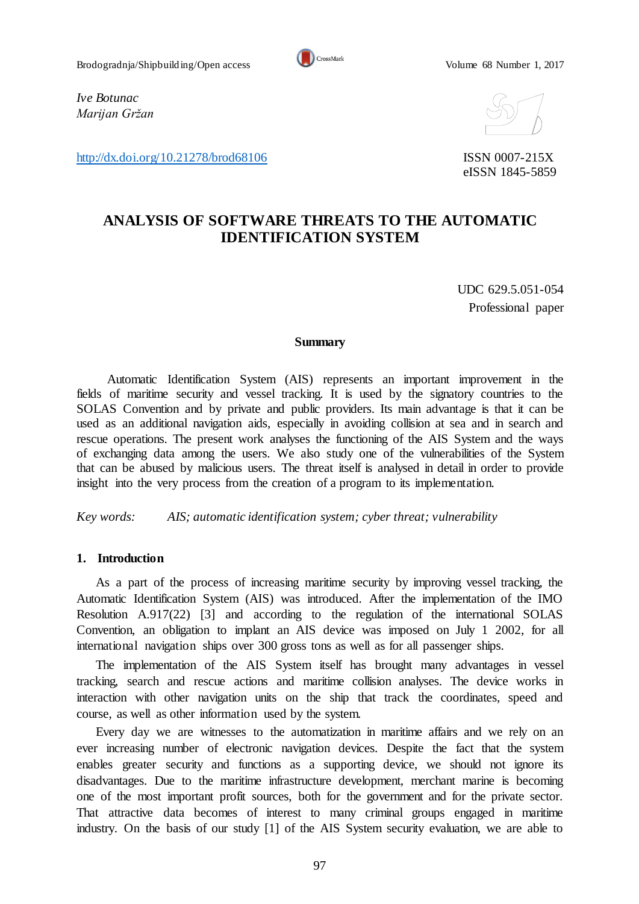Ive Botunac
Marijan Gržan

http://dx.doi.org/10.21278/brod68106

ISSN 0007-215X
eISSN 1845-5859

# ANALYSIS OF SOFTWARE THREATS TO THE AUTOMATIC IDENTIFICATION SYSTEM

UDC 629.5.051-054
Professional paper

**Summary**

Automatic Identification System (AIS) represents an important improvement in the fields of maritime security and vessel tracking. It is used by the signatory countries to the SOLAS Convention and by private and public providers. Its main advantage is that it can be used as an additional navigation aids, especially in avoiding collision at sea and in search and rescue operations. The present work analyses the functioning of the AIS System and the ways of exchanging data among the users. We also study one of the vulnerabilities of the System that can be abused by malicious users. The threat itself is analysed in detail in order to provide insight into the very process from the creation of a program to its implementation.

*Key words:* *AIS; automatic identification system; cyber threat; vulnerability*

## 1. Introduction

As a part of the process of increasing maritime security by improving vessel tracking, the Automatic Identification System (AIS) was introduced. After the implementation of the IMO Resolution A.917(22) [3] and according to the regulation of the international SOLAS Convention, an obligation to implant an AIS device was imposed on July 1 2002, for all international navigation ships over 300 gross tons as well as for all passenger ships.

The implementation of the AIS System itself has brought many advantages in vessel tracking, search and rescue actions and maritime collision analyses. The device works in interaction with other navigation units on the ship that track the coordinates, speed and course, as well as other information used by the system.

Every day we are witnesses to the automatization in maritime affairs and we rely on an ever increasing number of electronic navigation devices. Despite the fact that the system enables greater security and functions as a supporting device, we should not ignore its disadvantages. Due to the maritime infrastructure development, merchant marine is becoming one of the most important profit sources, both for the government and for the private sector. That attractive data becomes of interest to many criminal groups engaged in maritime industry. On the basis of our study [1] of the AIS System security evaluation, we are able to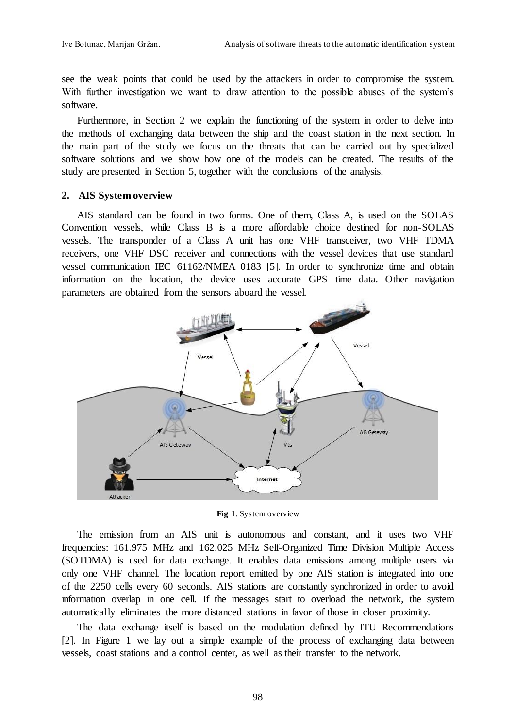see the weak points that could be used by the attackers in order to compromise the system. With further investigation we want to draw attention to the possible abuses of the system's software.

Furthermore, in Section 2 we explain the functioning of the system in order to delve into the methods of exchanging data between the ship and the coast station in the next section. In the main part of the study we focus on the threats that can be carried out by specialized software solutions and we show how one of the models can be created. The results of the study are presented in Section 5, together with the conclusions of the analysis.

## 2. AIS System overview

AIS standard can be found in two forms. One of them, Class A, is used on the SOLAS Convention vessels, while Class B is a more affordable choice destined for non-SOLAS vessels. The transponder of a Class A unit has one VHF transceiver, two VHF TDMA receivers, one VHF DSC receiver and connections with the vessel devices that use standard vessel communication IEC 61162/NMEA 0183 [5]. In order to synchronize time and obtain information on the location, the device uses accurate GPS time data. Other navigation parameters are obtained from the sensors aboard the vessel.

**Fig 1**. System overview

The emission from an AIS unit is autonomous and constant, and it uses two VHF frequencies: 161.975 MHz and 162.025 MHz Self-Organized Time Division Multiple Access (SOTDMA) is used for data exchange. It enables data emissions among multiple users via only one VHF channel. The location report emitted by one AIS station is integrated into one of the 2250 cells every 60 seconds. AIS stations are constantly synchronized in order to avoid information overlap in one cell. If the messages start to overload the network, the system automatically eliminates the more distanced stations in favor of those in closer proximity.

The data exchange itself is based on the modulation defined by ITU Recommendations [2]. In Figure 1 we lay out a simple example of the process of exchanging data between vessels, coast stations and a control center, as well as their transfer to the network.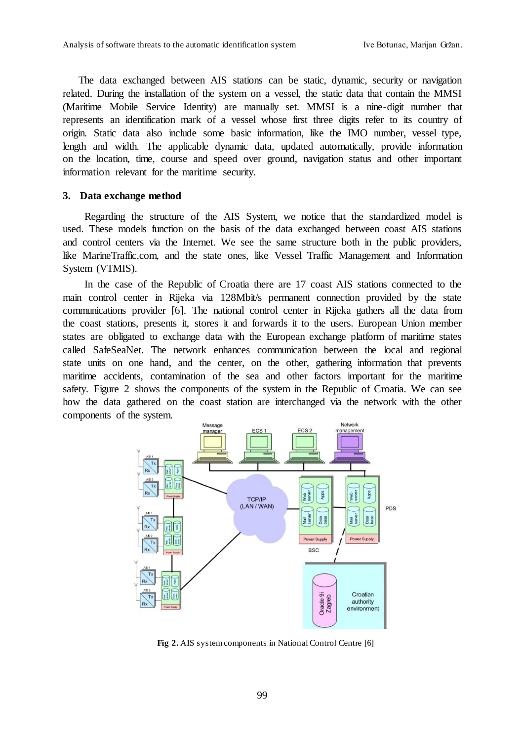The data exchanged between AIS stations can be static, dynamic, security or navigation related. During the installation of the system on a vessel, the static data that contain the MMSI (Maritime Mobile Service Identity) are manually set. MMSI is a nine-digit number that represents an identification mark of a vessel whose first three digits refer to its country of origin. Static data also include some basic information, like the IMO number, vessel type, length and width. The applicable dynamic data, updated automatically, provide information on the location, time, course and speed over ground, navigation status and other important information relevant for the maritime security.

### 3. Data exchange method

Regarding the structure of the AIS System, we notice that the standardized model is used. These models function on the basis of the data exchanged between coast AIS stations and control centers via the Internet. We see the same structure both in the public providers, like MarineTraffic.com, and the state ones, like Vessel Traffic Management and Information System (VTMIS).

In the case of the Republic of Croatia there are 17 coast AIS stations connected to the main control center in Rijeka via 128Mbit/s permanent connection provided by the state communications provider [6]. The national control center in Rijeka gathers all the data from the coast stations, presents it, stores it and forwards it to the users. European Union member states are obligated to exchange data with the European exchange platform of maritime states called SafeSeaNet. The network enhances communication between the local and regional state units on one hand, and the center, on the other, gathering information that prevents maritime accidents, contamination of the sea and other factors important for the maritime safety. Figure 2 shows the components of the system in the Republic of Croatia. We can see how the data gathered on the coast station are interchanged via the network with the other components of the system.

**Fig 2.** AIS system components in National Control Centre [6]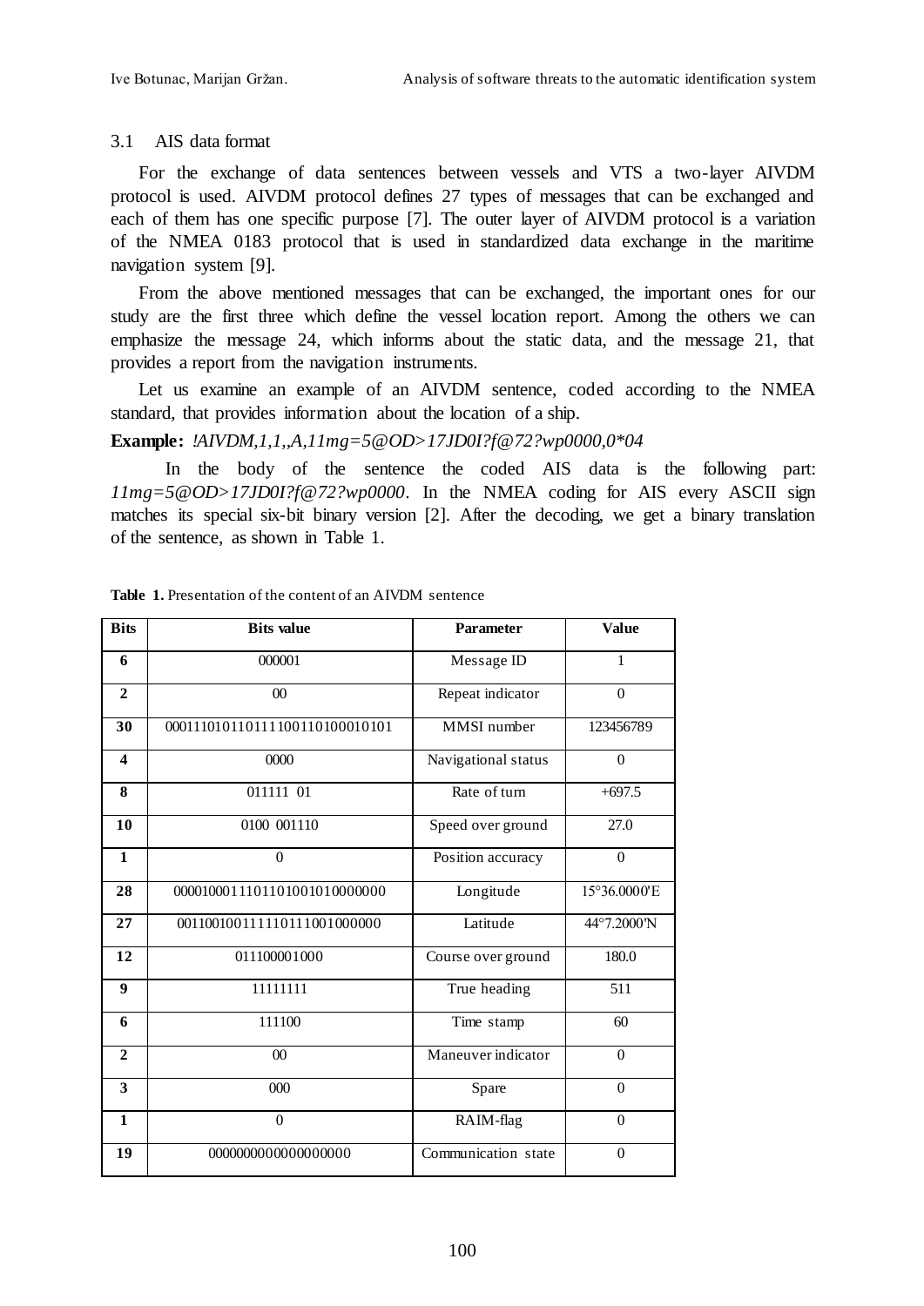### 3.1 AIS data format

For the exchange of data sentences between vessels and VTS a two-layer AIVDM protocol is used. AIVDM protocol defines 27 types of messages that can be exchanged and each of them has one specific purpose [7]. The outer layer of AIVDM protocol is a variation of the NMEA 0183 protocol that is used in standardized data exchange in the maritime navigation system [9].

From the above mentioned messages that can be exchanged, the important ones for our study are the first three which define the vessel location report. Among the others we can emphasize the message 24, which informs about the static data, and the message 21, that provides a report from the navigation instruments.

Let us examine an example of an AIVDM sentence, coded according to the NMEA standard, that provides information about the location of a ship.

**Example:** *!AIVDM,1,1,,A,11mg=5@OD>17JD0I?f@72?wp0000,0*04*

In the body of the sentence the coded AIS data is the following part: *11mg=5@OD>17JD0I?f@72?wp0000*. In the NMEA coding for AIS every ASCII sign matches its special six-bit binary version [2]. After the decoding, we get a binary translation of the sentence, as shown in Table 1.

**Table 1.** Presentation of the content of an AIVDM sentence

| Bits | Bits value | Parameter | Value |
|---|---|---|---|
| 6 | 000001 | Message ID | 1 |
| 2 | 00 | Repeat indicator | 0 |
| 30 | 000111010110111100110100010101 | MMSI number | 123456789 |
| 4 | 0000 | Navigational status | 0 |
| 8 | 011111 01 | Rate of turn | +697.5 |
| 10 | 0100 001110 | Speed over ground | 27.0 |
| 1 | 0 | Position accuracy | 0 |
| 28 | 0000100011101101001010000000 | Longitude | 15°36.0000'E |
| 27 | 001100100111110111001000000 | Latitude | 44°7.2000'N |
| 12 | 011100001000 | Course over ground | 180.0 |
| 9 | 11111111 | True heading | 511 |
| 6 | 111100 | Time stamp | 60 |
| 2 | 00 | Maneuver indicator | 0 |
| 3 | 000 | Spare | 0 |
| 1 | 0 | RAIM-flag | 0 |
| 19 | 0000000000000000000 | Communication state | 0 |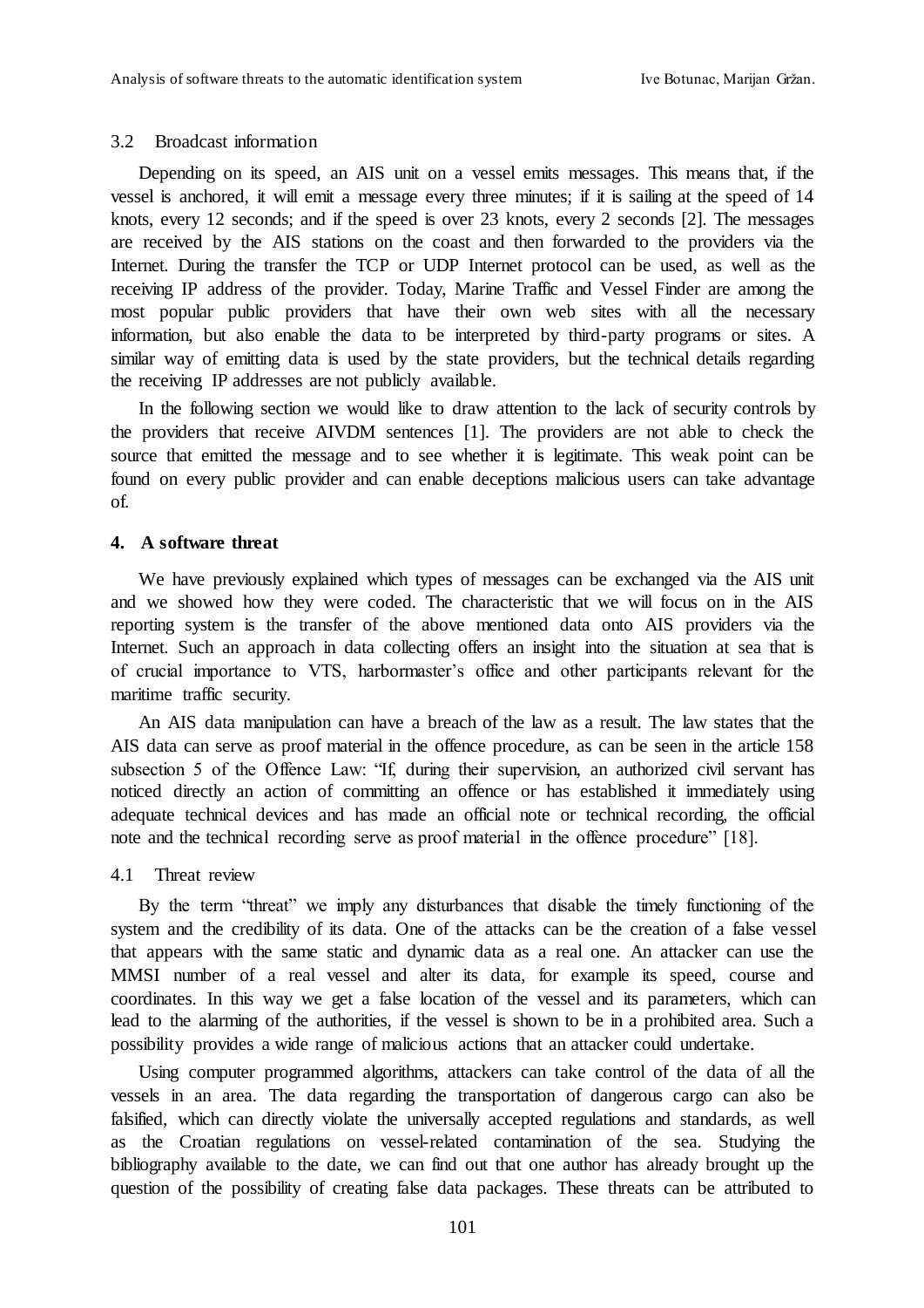### 3.2 Broadcast information

Depending on its speed, an AIS unit on a vessel emits messages. This means that, if the vessel is anchored, it will emit a message every three minutes; if it is sailing at the speed of 14 knots, every 12 seconds; and if the speed is over 23 knots, every 2 seconds [2]. The messages are received by the AIS stations on the coast and then forwarded to the providers via the Internet. During the transfer the TCP or UDP Internet protocol can be used, as well as the receiving IP address of the provider. Today, Marine Traffic and Vessel Finder are among the most popular public providers that have their own web sites with all the necessary information, but also enable the data to be interpreted by third-party programs or sites. A similar way of emitting data is used by the state providers, but the technical details regarding the receiving IP addresses are not publicly available.

In the following section we would like to draw attention to the lack of security controls by the providers that receive AIVDM sentences [1]. The providers are not able to check the source that emitted the message and to see whether it is legitimate. This weak point can be found on every public provider and can enable deceptions malicious users can take advantage of.

## 4. A software threat

We have previously explained which types of messages can be exchanged via the AIS unit and we showed how they were coded. The characteristic that we will focus on in the AIS reporting system is the transfer of the above mentioned data onto AIS providers via the Internet. Such an approach in data collecting offers an insight into the situation at sea that is of crucial importance to VTS, harbormaster's office and other participants relevant for the maritime traffic security.

An AIS data manipulation can have a breach of the law as a result. The law states that the AIS data can serve as proof material in the offence procedure, as can be seen in the article 158 subsection 5 of the Offence Law: "If, during their supervision, an authorized civil servant has noticed directly an action of committing an offence or has established it immediately using adequate technical devices and has made an official note or technical recording, the official note and the technical recording serve as proof material in the offence procedure" [18].

### 4.1 Threat review

By the term "threat" we imply any disturbances that disable the timely functioning of the system and the credibility of its data. One of the attacks can be the creation of a false vessel that appears with the same static and dynamic data as a real one. An attacker can use the MMSI number of a real vessel and alter its data, for example its speed, course and coordinates. In this way we get a false location of the vessel and its parameters, which can lead to the alarming of the authorities, if the vessel is shown to be in a prohibited area. Such a possibility provides a wide range of malicious actions that an attacker could undertake.

Using computer programmed algorithms, attackers can take control of the data of all the vessels in an area. The data regarding the transportation of dangerous cargo can also be falsified, which can directly violate the universally accepted regulations and standards, as well as the Croatian regulations on vessel-related contamination of the sea. Studying the bibliography available to the date, we can find out that one author has already brought up the question of the possibility of creating false data packages. These threats can be attributed to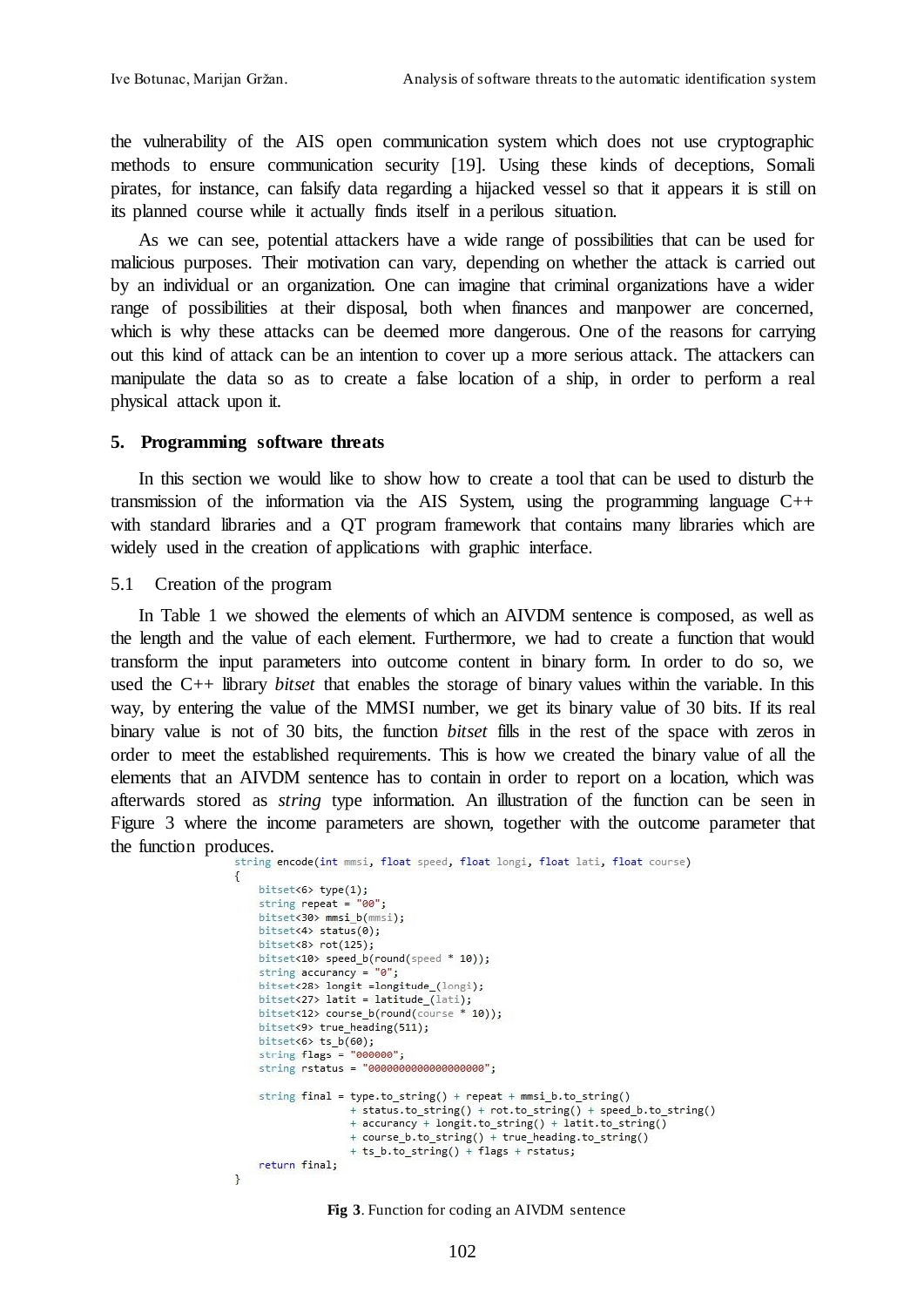the vulnerability of the AIS open communication system which does not use cryptographic methods to ensure communication security [19]. Using these kinds of deceptions, Somali pirates, for instance, can falsify data regarding a hijacked vessel so that it appears it is still on its planned course while it actually finds itself in a perilous situation.

As we can see, potential attackers have a wide range of possibilities that can be used for malicious purposes. Their motivation can vary, depending on whether the attack is carried out by an individual or an organization. One can imagine that criminal organizations have a wider range of possibilities at their disposal, both when finances and manpower are concerned, which is why these attacks can be deemed more dangerous. One of the reasons for carrying out this kind of attack can be an intention to cover up a more serious attack. The attackers can manipulate the data so as to create a false location of a ship, in order to perform a real physical attack upon it.

## 5. Programming software threats

In this section we would like to show how to create a tool that can be used to disturb the transmission of the information via the AIS System, using the programming language C++ with standard libraries and a QT program framework that contains many libraries which are widely used in the creation of applications with graphic interface.

### 5.1 Creation of the program

In Table 1 we showed the elements of which an AIVDM sentence is composed, as well as the length and the value of each element. Furthermore, we had to create a function that would transform the input parameters into outcome content in binary form. In order to do so, we used the C++ library *bitset* that enables the storage of binary values within the variable. In this way, by entering the value of the MMSI number, we get its binary value of 30 bits. If its real binary value is not of 30 bits, the function *bitset* fills in the rest of the space with zeros in order to meet the established requirements. This is how we created the binary value of all the elements that an AIVDM sentence has to contain in order to report on a location, which was afterwards stored as *string* type information. An illustration of the function can be seen in Figure 3 where the income parameters are shown, together with the outcome parameter that the function produces.

```
string encode(int mmsi, float speed, float longi, float lati, float course)
{
    bitset<6> type(1);
    string repeat = "00";
    bitset<30> mmsi_b(mmsi);
    bitset<4> status(0);
    bitset<8> rot(125);
    bitset<10> speed_b(round(speed * 10));
    string accurancy = "0";
    bitset<28> longit =longitude_(longi);
    bitset<27> latit = latitude_(lati);
    bitset<12> course_b(round(course * 10));
    bitset<9> true_heading(511);
    bitset<6> ts_b(60);
    string flags = "000000";
    string rstatus = "0000000000000000000";

    string final = type.to_string() + repeat + mmsi_b.to_string()
                 + status.to_string() + rot.to_string() + speed_b.to_string()
                 + accurancy + longit.to_string() + latit.to_string()
                 + course_b.to_string() + true_heading.to_string()
                 + ts_b.to_string() + flags + rstatus;
    return final;
}
```

**Fig 3**. Function for coding an AIVDM sentence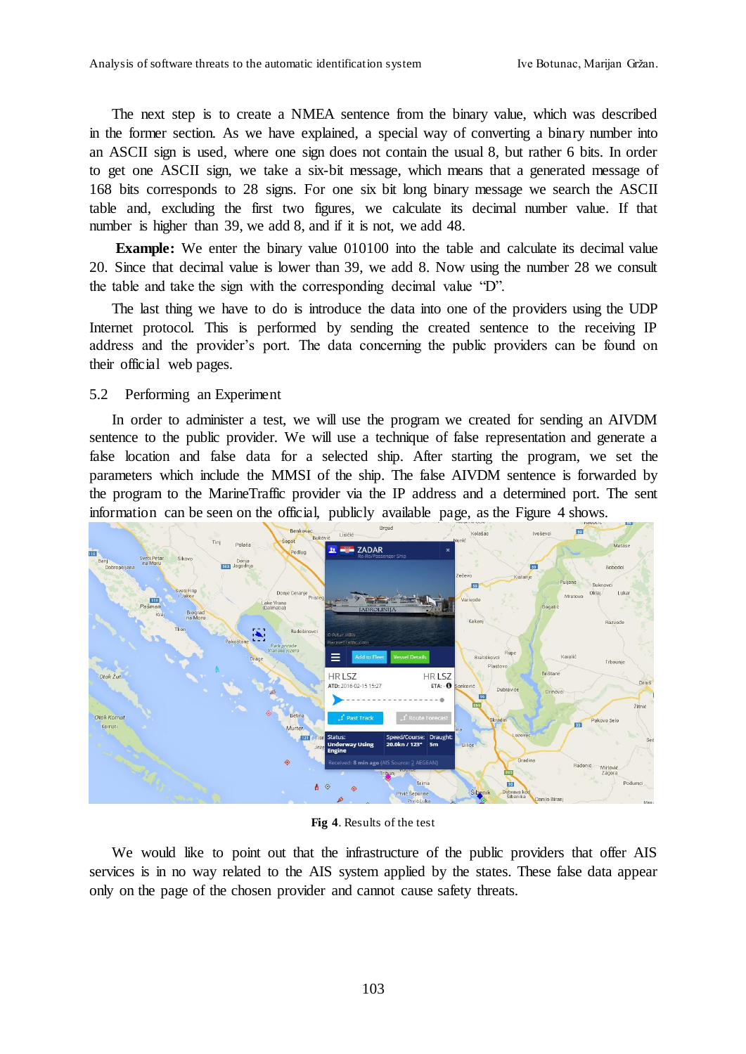The next step is to create a NMEA sentence from the binary value, which was described in the former section. As we have explained, a special way of converting a binary number into an ASCII sign is used, where one sign does not contain the usual 8, but rather 6 bits. In order to get one ASCII sign, we take a six-bit message, which means that a generated message of 168 bits corresponds to 28 signs. For one six bit long binary message we search the ASCII table and, excluding the first two figures, we calculate its decimal number value. If that number is higher than 39, we add 8, and if it is not, we add 48.

**Example:** We enter the binary value 010100 into the table and calculate its decimal value 20. Since that decimal value is lower than 39, we add 8. Now using the number 28 we consult the table and take the sign with the corresponding decimal value "D".

The last thing we have to do is introduce the data into one of the providers using the UDP Internet protocol. This is performed by sending the created sentence to the receiving IP address and the provider's port. The data concerning the public providers can be found on their official web pages.

## 5.2 Performing an Experiment

In order to administer a test, we will use the program we created for sending an AIVDM sentence to the public provider. We will use a technique of false representation and generate a false location and false data for a selected ship. After starting the program, we set the parameters which include the MMSI of the ship. The false AIVDM sentence is forwarded by the program to the MarineTraffic provider via the IP address and a determined port. The sent information can be seen on the official, publicly available page, as the Figure 4 shows.

**Fig 4**. Results of the test

We would like to point out that the infrastructure of the public providers that offer AIS services is in no way related to the AIS system applied by the states. These false data appear only on the page of the chosen provider and cannot cause safety threats.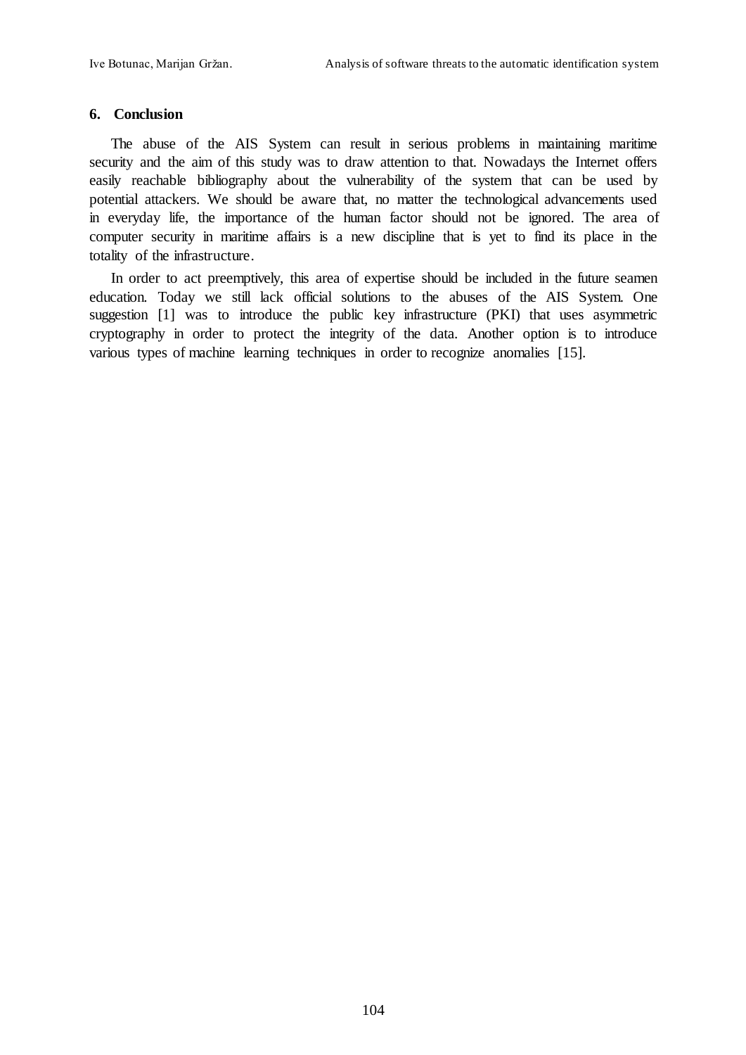## 6. Conclusion

The abuse of the AIS System can result in serious problems in maintaining maritime security and the aim of this study was to draw attention to that. Nowadays the Internet offers easily reachable bibliography about the vulnerability of the system that can be used by potential attackers. We should be aware that, no matter the technological advancements used in everyday life, the importance of the human factor should not be ignored. The area of computer security in maritime affairs is a new discipline that is yet to find its place in the totality of the infrastructure.

In order to act preemptively, this area of expertise should be included in the future seamen education. Today we still lack official solutions to the abuses of the AIS System. One suggestion [1] was to introduce the public key infrastructure (PKI) that uses asymmetric cryptography in order to protect the integrity of the data. Another option is to introduce various types of machine learning techniques in order to recognize anomalies [15].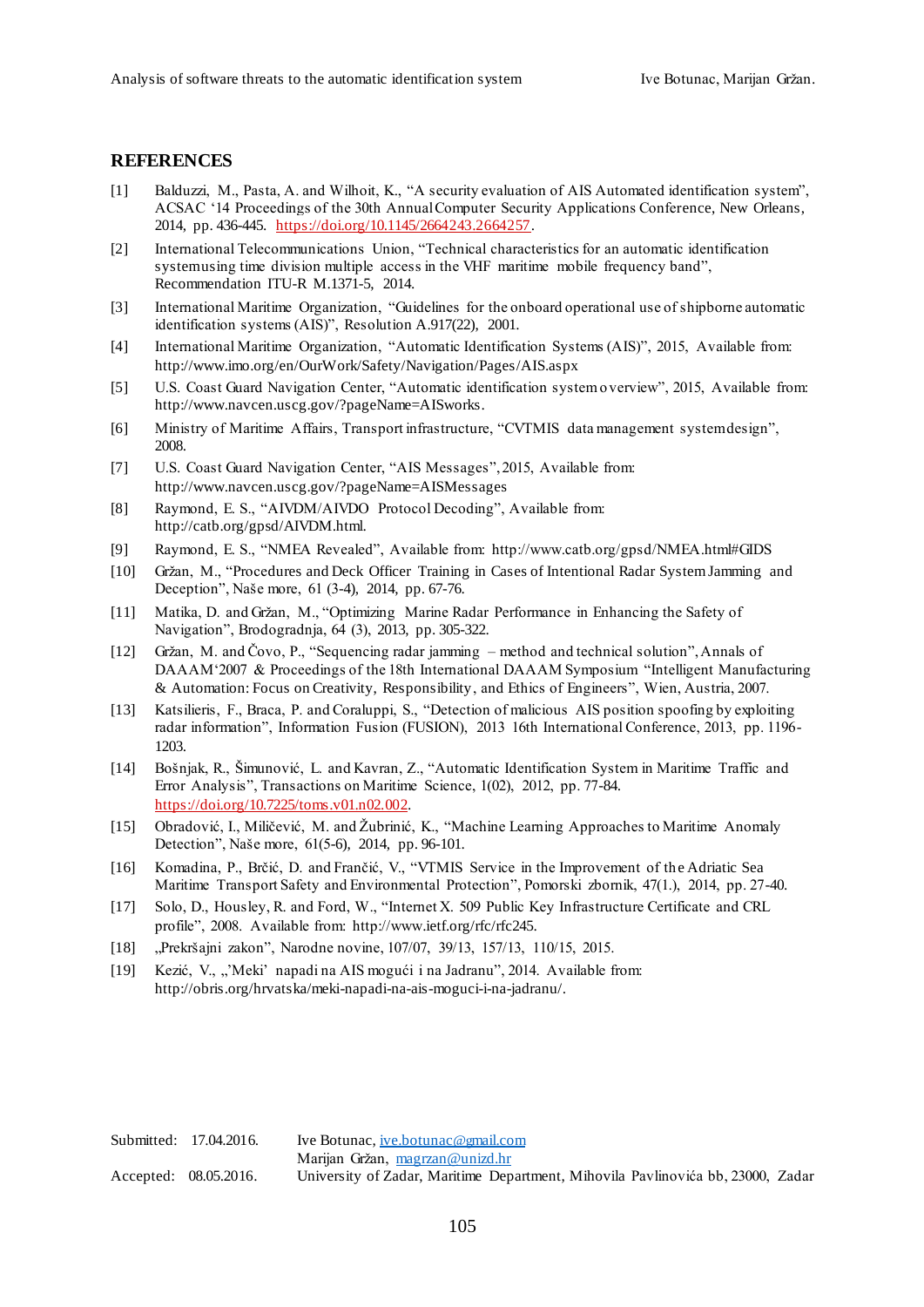## REFERENCES

[1] Balduzzi, M., Pasta, A. and Wilhoit, K., "A security evaluation of AIS Automated identification system", ACSAC '14 Proceedings of the 30th Annual Computer Security Applications Conference, New Orleans, 2014, pp. 436-445. https://doi.org/10.1145/2664243.2664257.

[2] International Telecommunications Union, "Technical characteristics for an automatic identification systemusing time division multiple access in the VHF maritime mobile frequency band", Recommendation ITU-R M.1371-5, 2014.

[3] International Maritime Organization, "Guidelines for the onboard operational use of shipborne automatic identification systems (AIS)", Resolution A.917(22), 2001.

[4] International Maritime Organization, "Automatic Identification Systems (AIS)", 2015, Available from: http://www.imo.org/en/OurWork/Safety/Navigation/Pages/AIS.aspx

[5] U.S. Coast Guard Navigation Center, "Automatic identification system overview", 2015, Available from: http://www.navcen.uscg.gov/?pageName=AISworks.

[6] Ministry of Maritime Affairs, Transport infrastructure, "CVTMIS data management system design", 2008.

[7] U.S. Coast Guard Navigation Center, "AIS Messages", 2015, Available from: http://www.navcen.uscg.gov/?pageName=AISMessages

[8] Raymond, E. S., "AIVDM/AIVDO Protocol Decoding", Available from: http://catb.org/gpsd/AIVDM.html.

[9] Raymond, E. S., "NMEA Revealed", Available from: http://www.catb.org/gpsd/NMEA.html#GIDS

[10] Gržan, M., "Procedures and Deck Officer Training in Cases of Intentional Radar System Jamming and Deception", Naše more, 61 (3-4), 2014, pp. 67-76.

[11] Matika, D. and Gržan, M., "Optimizing Marine Radar Performance in Enhancing the Safety of Navigation", Brodogradnja, 64 (3), 2013, pp. 305-322.

[12] Gržan, M. and Čovo, P., "Sequencing radar jamming – method and technical solution", Annals of DAAAM'2007 & Proceedings of the 18th International DAAAM Symposium "Intelligent Manufacturing & Automation: Focus on Creativity, Responsibility, and Ethics of Engineers", Wien, Austria, 2007.

[13] Katsilieris, F., Braca, P. and Coraluppi, S., "Detection of malicious AIS position spoofing by exploiting radar information", Information Fusion (FUSION), 2013 16th International Conference, 2013, pp. 1196-1203.

[14] Bošnjak, R., Šimunović, L. and Kavran, Z., "Automatic Identification System in Maritime Traffic and Error Analysis", Transactions on Maritime Science, 1(02), 2012, pp. 77-84. https://doi.org/10.7225/toms.v01.n02.002.

[15] Obradović, I., Miličević, M. and Žubrinić, K., "Machine Learning Approaches to Maritime Anomaly Detection", Naše more, 61(5-6), 2014, pp. 96-101.

[16] Komadina, P., Brčić, D. and Frančić, V., "VTMIS Service in the Improvement of the Adriatic Sea Maritime Transport Safety and Environmental Protection", Pomorski zbornik, 47(1.), 2014, pp. 27-40.

[17] Solo, D., Housley, R. and Ford, W., "Internet X. 509 Public Key Infrastructure Certificate and CRL profile", 2008. Available from: http://www.ietf.org/rfc/rfc245.

[18] „Prekršajni zakon", Narodne novine, 107/07, 39/13, 157/13, 110/15, 2015.

[19] Kezić, V., „'Meki' napadi na AIS mogući i na Jadranu", 2014. Available from: http://obris.org/hrvatska/meki-napadi-na-ais-moguci-i-na-jadranu/.

Submitted: 17.04.2016.

Accepted: 08.05.2016.

Ive Botunac, ive.botunac@gmail.com
Marijan Gržan, magrzan@unizd.hr
University of Zadar, Maritime Department, Mihovila Pavlinovića bb, 23000, Zadar